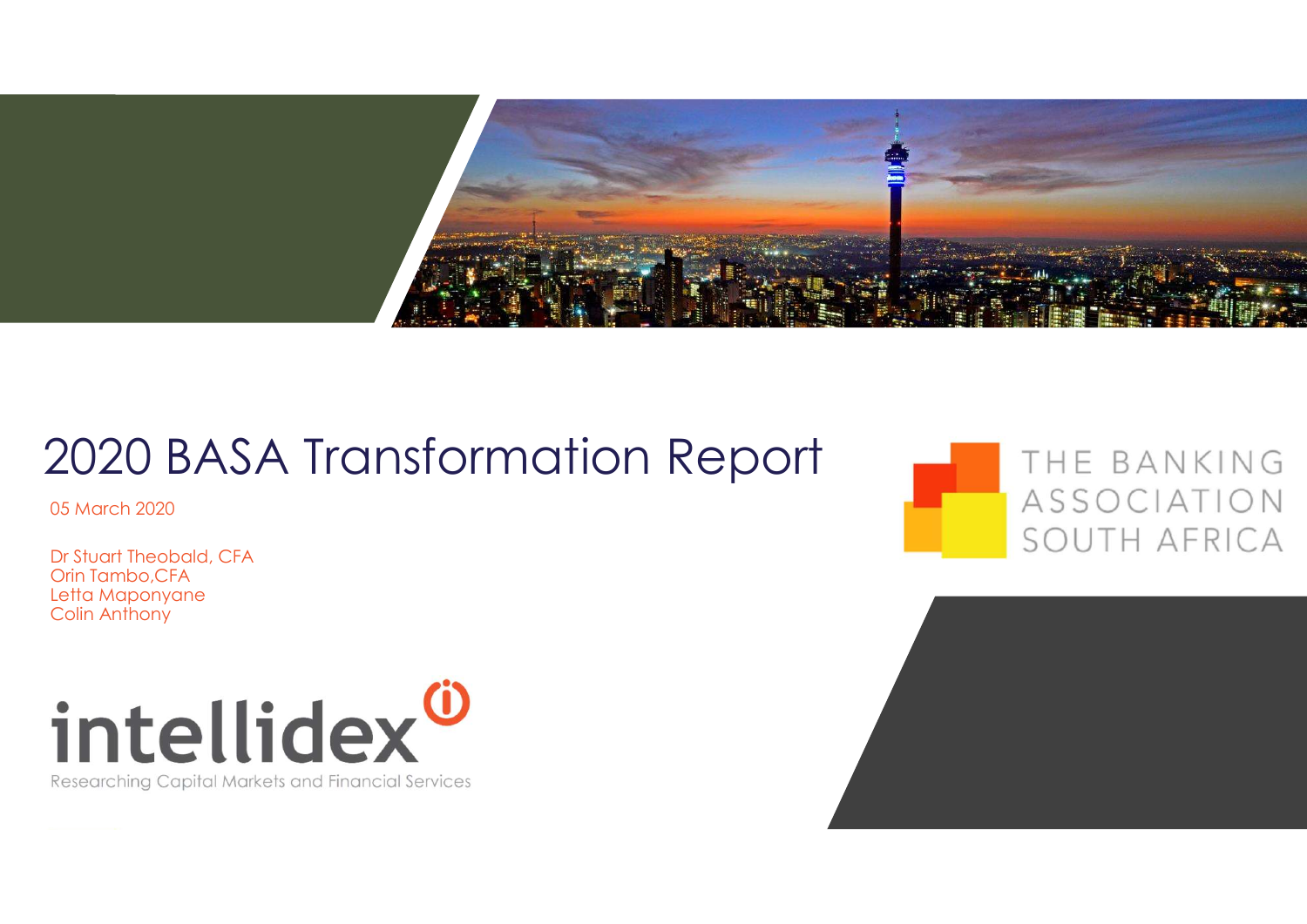# 2020 BASA Transformation Report

05 March 2020

Dr Stuart Theobald, CFA
Orin Tambo,CFA
Letta Maponyane
Colin Anthony

THE BANKING ASSOCIATION SOUTH AFRICA

intellidex

Researching Capital Markets and Financial Services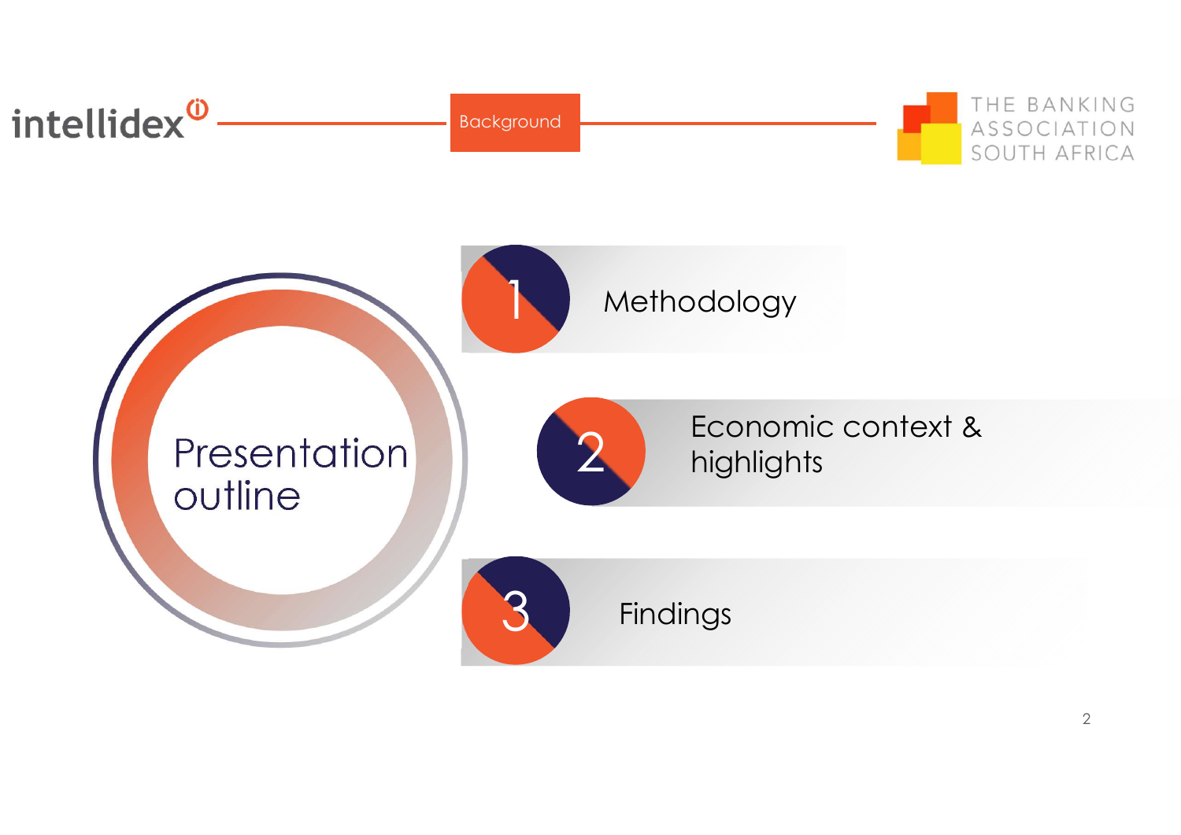Background

# Presentation outline

1. Methodology
2. Economic context & highlights
3. Findings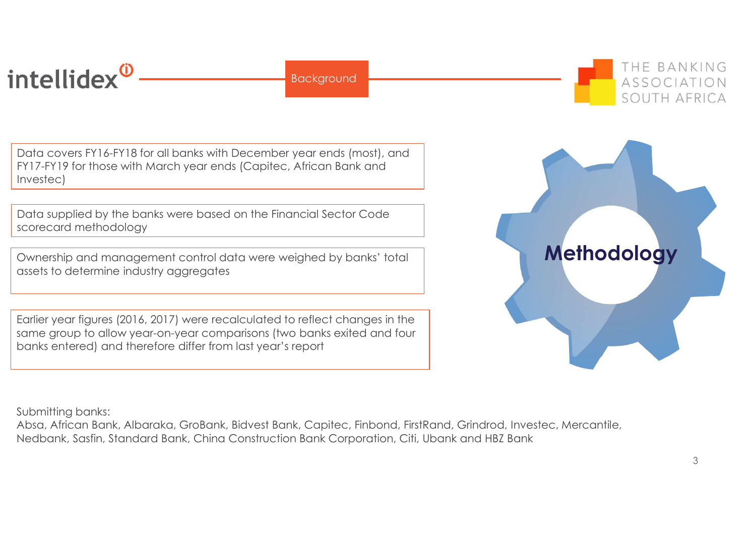## Background

# Methodology

Data covers FY16-FY18 for all banks with December year ends (most), and FY17-FY19 for those with March year ends (Capitec, African Bank and Investec)

Data supplied by the banks were based on the Financial Sector Code scorecard methodology

Ownership and management control data were weighed by banks' total assets to determine industry aggregates

Earlier year figures (2016, 2017) were recalculated to reflect changes in the same group to allow year-on-year comparisons (two banks exited and four banks entered) and therefore differ from last year's report

Submitting banks:
Absa, African Bank, Albaraka, GroBank, Bidvest Bank, Capitec, Finbond, FirstRand, Grindrod, Investec, Mercantile, Nedbank, Sasfin, Standard Bank, China Construction Bank Corporation, Citi, Ubank and HBZ Bank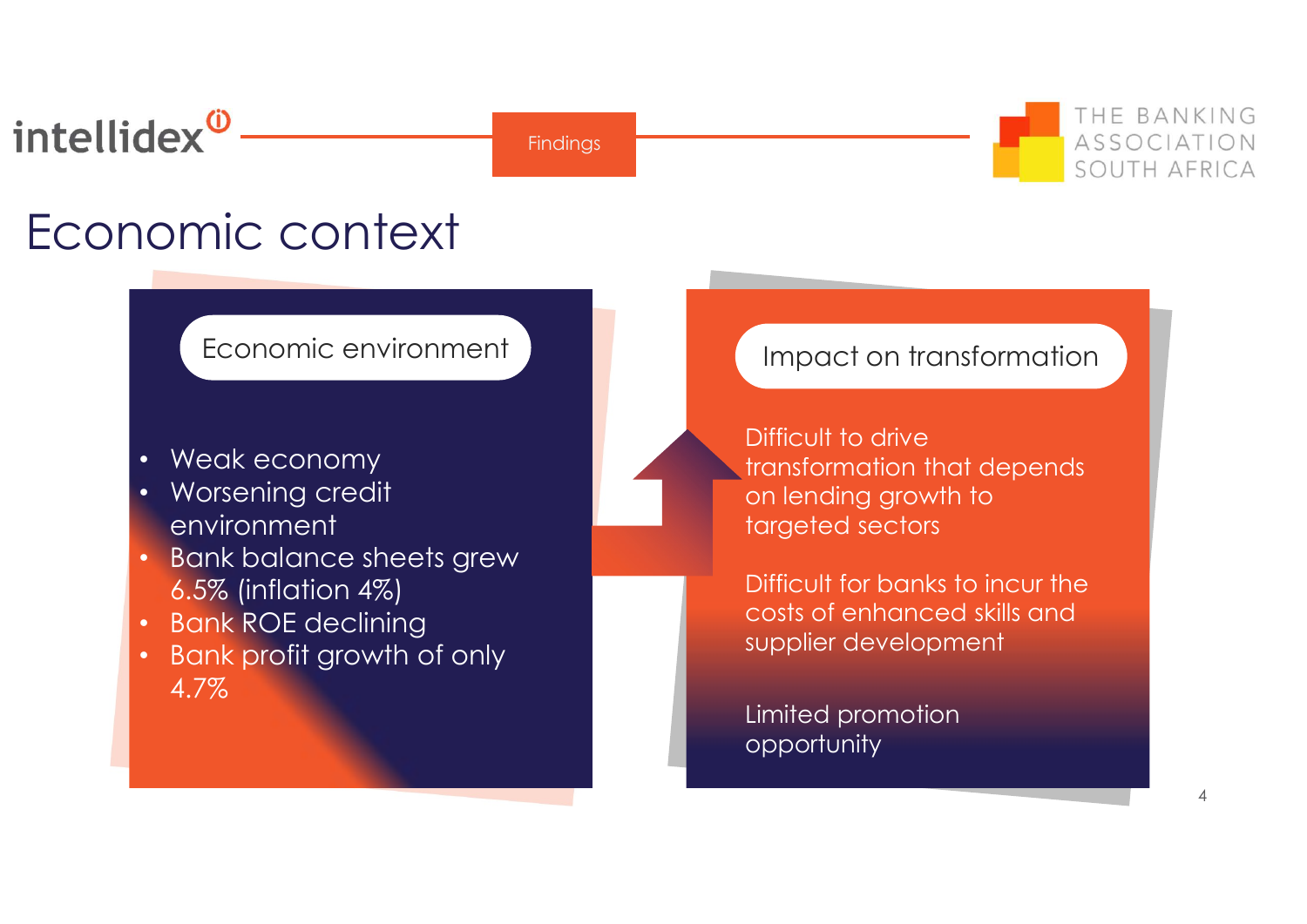Findings

# Economic context

## Economic environment

- Weak economy
- Worsening credit environment
- Bank balance sheets grew 6.5% (inflation 4%)
- Bank ROE declining
- Bank profit growth of only 4.7%

## Impact on transformation

Difficult to drive transformation that depends on lending growth to targeted sectors

Difficult for banks to incur the costs of enhanced skills and supplier development

Limited promotion opportunity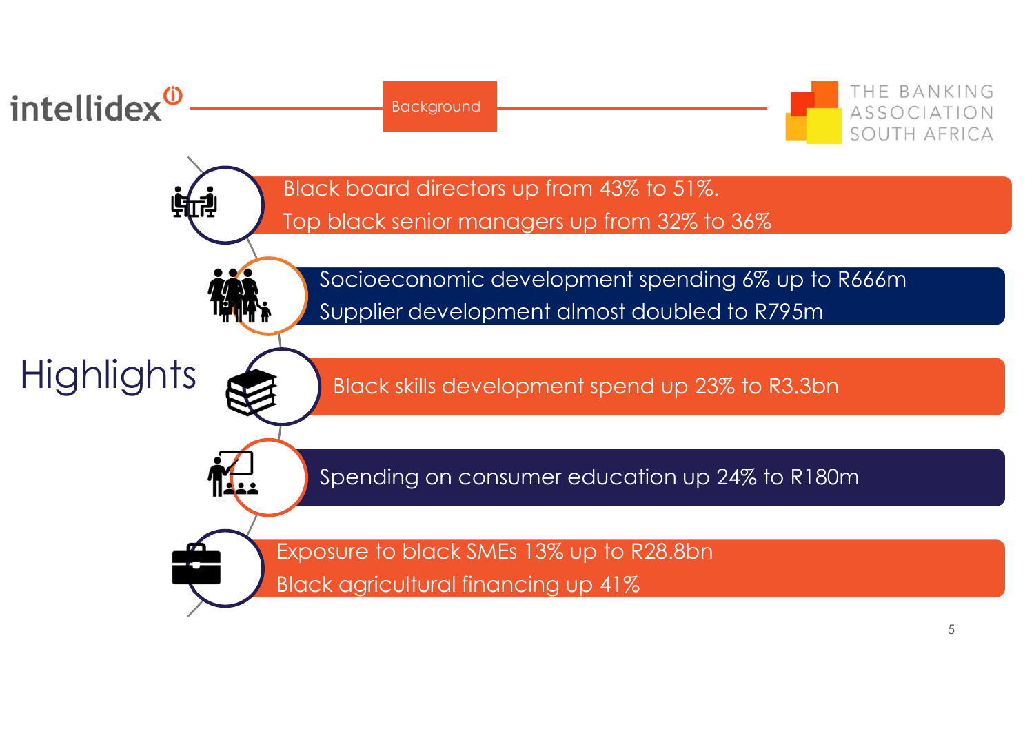## Background

# Highlights

- Black board directors up from 43% to 51%.
  Top black senior managers up from 32% to 36%
- Socioeconomic development spending 6% up to R666m
  Supplier development almost doubled to R795m
- Black skills development spend up 23% to R3.3bn
- Spending on consumer education up 24% to R180m
- Exposure to black SMEs 13% up to R28.8bn
  Black agricultural financing up 41%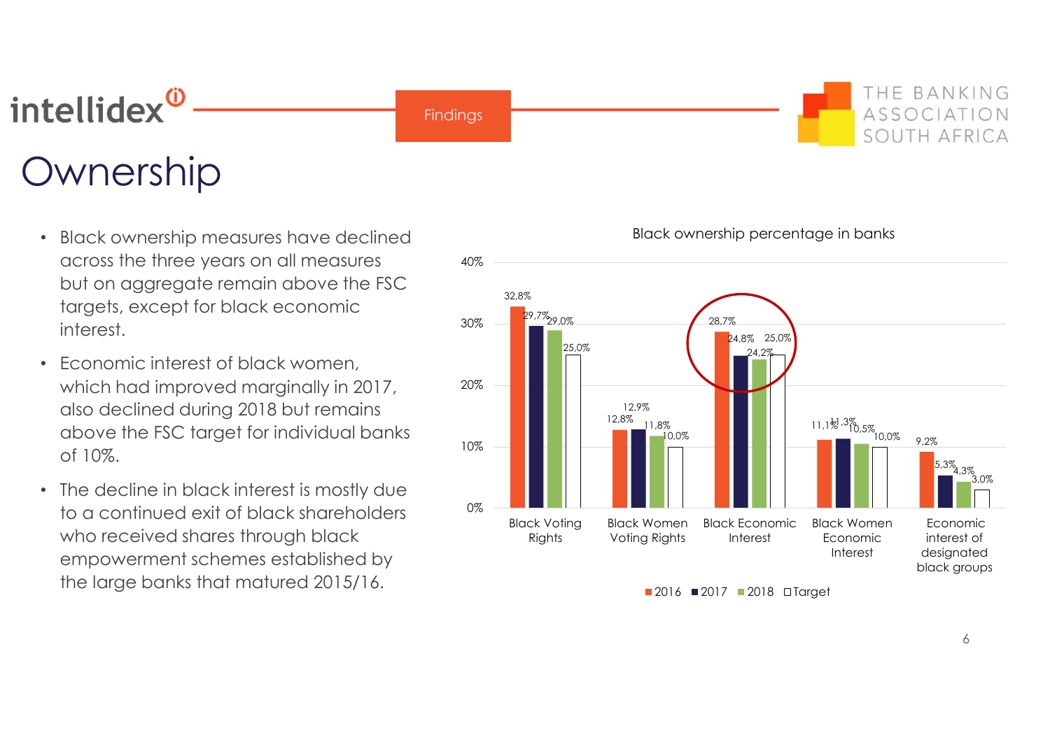# Ownership

- Black ownership measures have declined across the three years on all measures but on aggregate remain above the FSC targets, except for black economic interest.
- Economic interest of black women, which had improved marginally in 2017, also declined during 2018 but remains above the FSC target for individual banks of 10%.
- The decline in black interest is mostly due to a continued exit of black shareholders who received shares through black empowerment schemes established by the large banks that matured 2015/16.

**Black ownership percentage in banks**

| | 2016 | 2017 | 2018 | Target |
|---|---|---|---|---|
| Black Voting Rights | 32,8% | 29,7% | 29,0% | 25,0% |
| Black Women Voting Rights | 12,8% | 12,9% | 11,8% | 10,0% |
| Black Economic Interest | 28,7% | 24,8% | 24,2% | 25,0% |
| Black Women Economic Interest | 11,1% | 11,3% | 10,5% | 10,0% |
| Economic interest of designated black groups | 9,2% | 5,3% | 4,3% | 3,0% |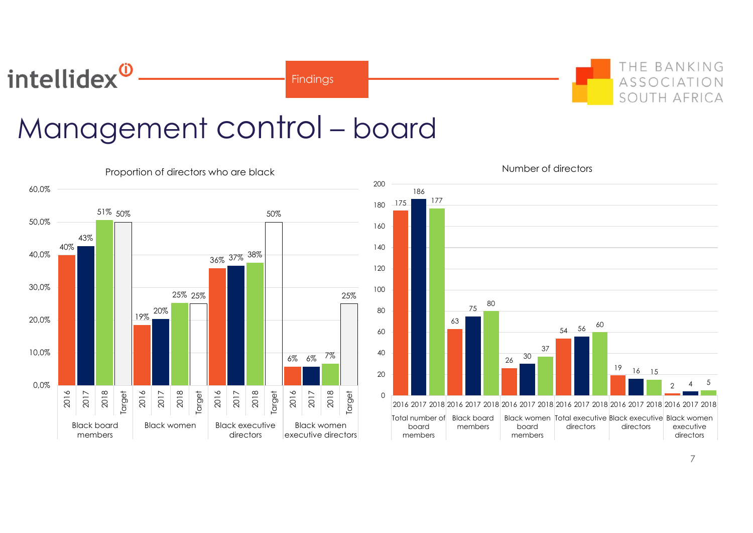Findings

# Management control – board

**Proportion of directors who are black**

| | 2016 | 2017 | 2018 | Target |
|---|---|---|---|---|
| Black board members | 40% | 43% | 51% | 50% |
| Black women | 19% | 20% | 25% | 25% |
| Black executive directors | 36% | 37% | 38% | 50% |
| Black women executive directors | 6% | 6% | 7% | 25% |

**Number of directors**

| | 2016 | 2017 | 2018 |
|---|---|---|---|
| Total number of board members | 175 | 186 | 177 |
| Black board members | 63 | 75 | 80 |
| Black women board members | 26 | 30 | 37 |
| Total executive directors | 54 | 56 | 60 |
| Black executive directors | 19 | 16 | 15 |
| Black women executive directors | 2 | 4 | 5 |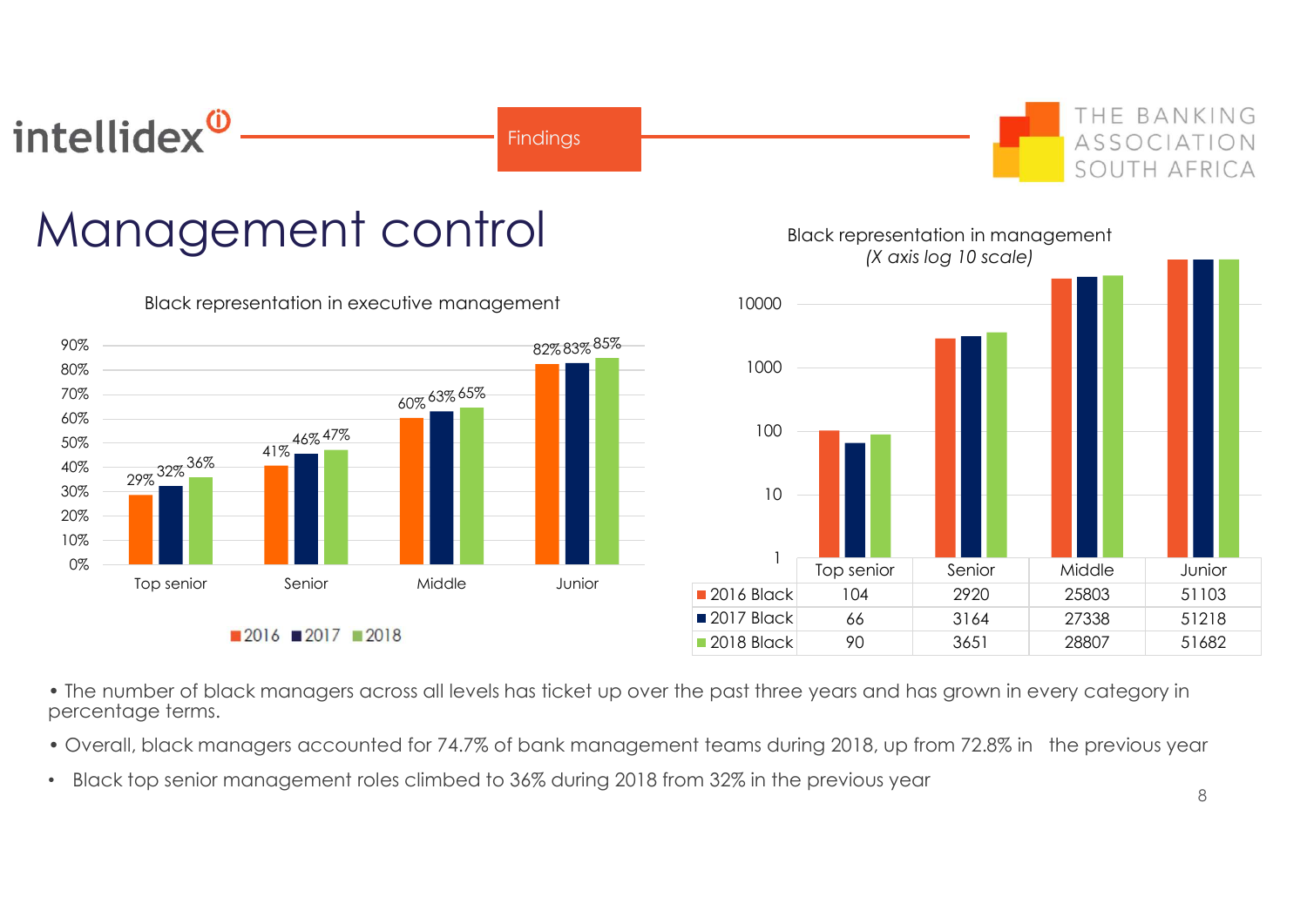# Management control

**Black representation in executive management**

| | 2016 | 2017 | 2018 |
|---|---|---|---|
| Top senior | 29% | 32% | 36% |
| Senior | 41% | 46% | 47% |
| Middle | 60% | 63% | 65% |
| Junior | 82% | 83% | 85% |

**Black representation in management**
*(X axis log 10 scale)*

| | Top senior | Senior | Middle | Junior |
|---|---|---|---|---|
| 2016 Black | 104 | 2920 | 25803 | 51103 |
| 2017 Black | 66 | 3164 | 27338 | 51218 |
| 2018 Black | 90 | 3651 | 28807 | 51682 |

- The number of black managers across all levels has ticket up over the past three years and has grown in every category in percentage terms.
- Overall, black managers accounted for 74.7% of bank management teams during 2018, up from 72.8% in the previous year
- Black top senior management roles climbed to 36% during 2018 from 32% in the previous year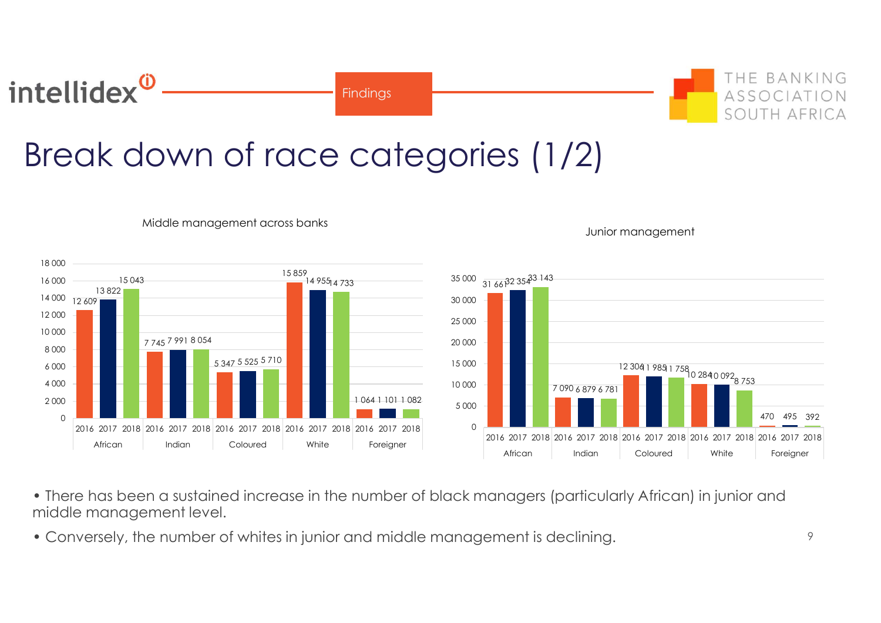# Break down of race categories (1/2)

**Middle management across banks**

| | 2016 | 2017 | 2018 |
|---|---|---|---|
| African | 12 609 | 13 822 | 15 043 |
| Indian | 7 745 | 7 991 | 8 054 |
| Coloured | 5 347 | 5 525 | 5 710 |
| White | 15 859 | 14 955 | 14 733 |
| Foreigner | 1 064 | 1 101 | 1 082 |

**Junior management**

| | 2016 | 2017 | 2018 |
|---|---|---|---|
| African | 31 661 | 32 354 | 33 143 |
| Indian | 7 090 | 6 879 | 6 781 |
| Coloured | 12 306 | 11 985 | 11 758 |
| White | 10 284 | 10 092 | 8 753 |
| Foreigner | 470 | 495 | 392 |

- There has been a sustained increase in the number of black managers (particularly African) in junior and middle management level.
- Conversely, the number of whites in junior and middle management is declining.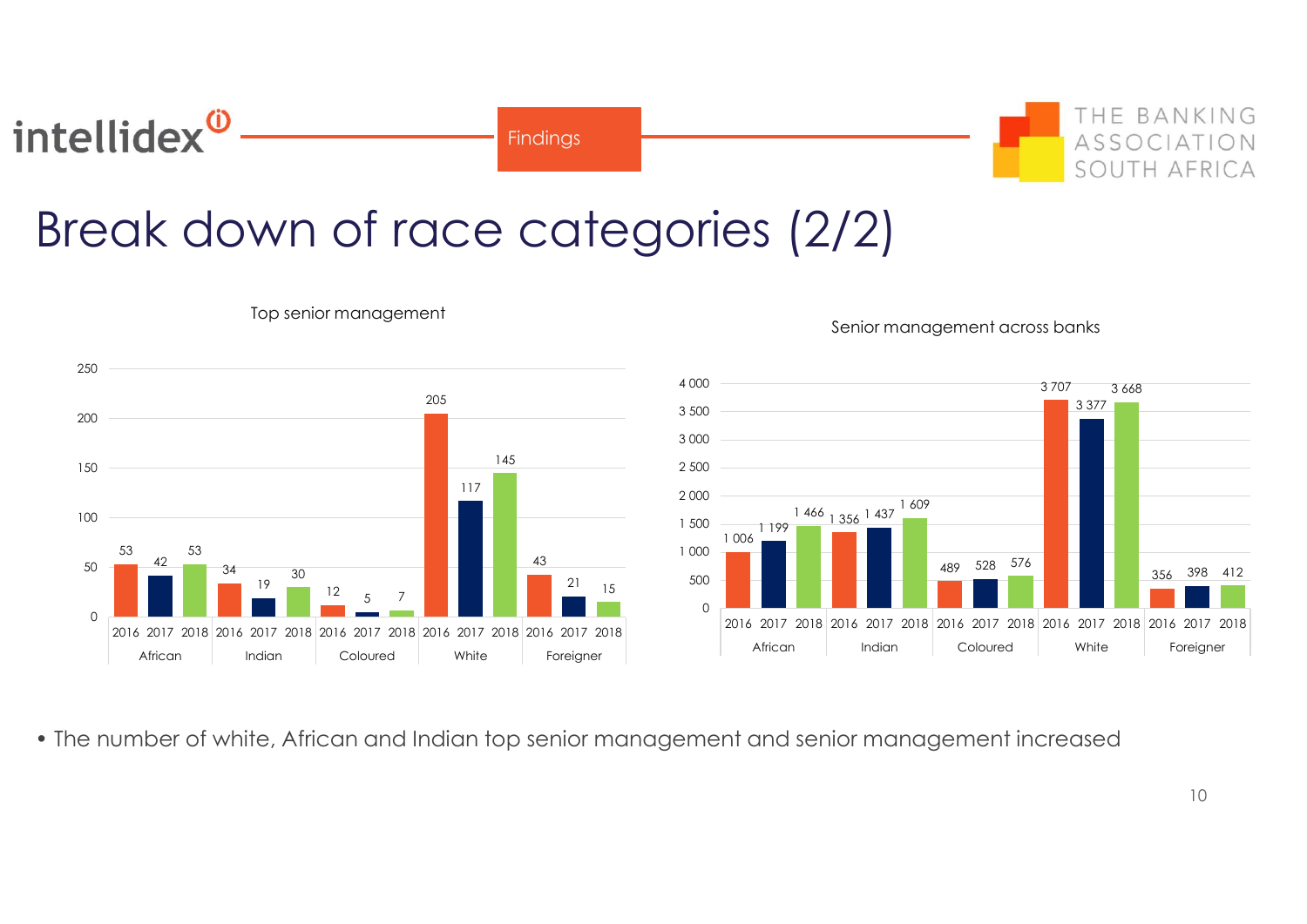# Break down of race categories (2/2)

**Top senior management**

| | 2016 | 2017 | 2018 |
|---|---|---|---|
| African | 53 | 42 | 53 |
| Indian | 34 | 19 | 30 |
| Coloured | 12 | 5 | 7 |
| White | 205 | 117 | 145 |
| Foreigner | 43 | 21 | 15 |

**Senior management across banks**

| | 2016 | 2017 | 2018 |
|---|---|---|---|
| African | 1 006 | 1 199 | 1 466 |
| Indian | 1 356 | 1 437 | 1 609 |
| Coloured | 489 | 528 | 576 |
| White | 3 707 | 3 377 | 3 668 |
| Foreigner | 356 | 398 | 412 |

- The number of white, African and Indian top senior management and senior management increased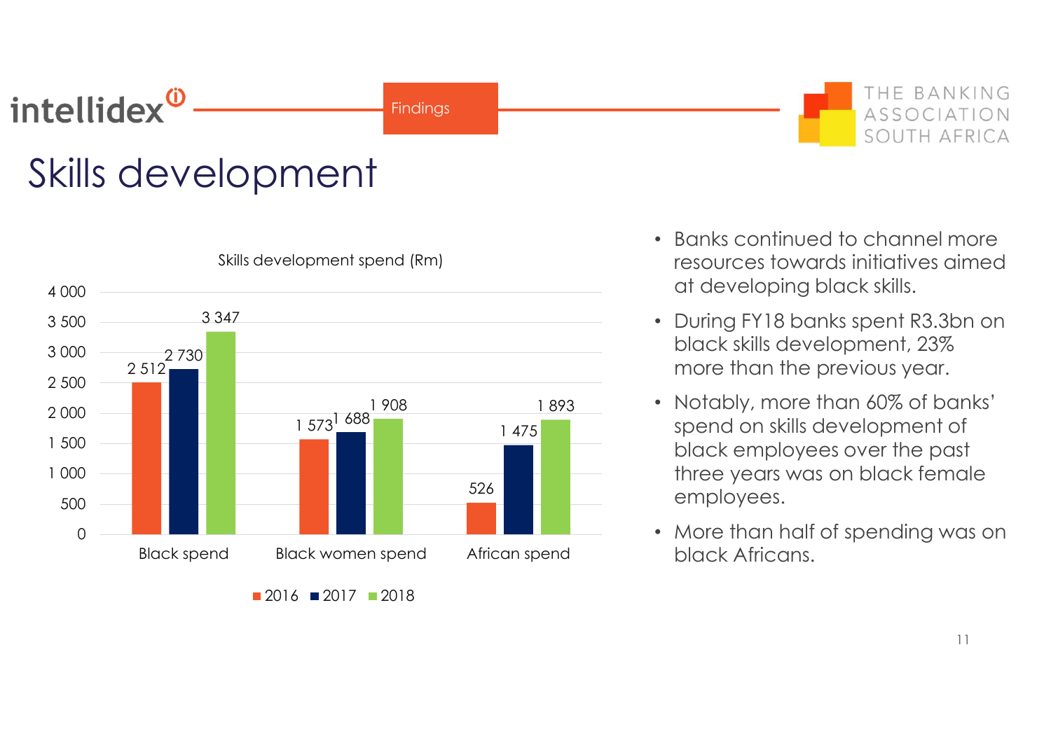# Skills development

Skills development spend (Rm)

| | 2016 | 2017 | 2018 |
|---|---|---|---|
| Black spend | 2 512 | 2 730 | 3 347 |
| Black women spend | 1 573 | 1 688 | 1 908 |
| African spend | 526 | 1 475 | 1 893 |

- Banks continued to channel more resources towards initiatives aimed at developing black skills.
- During FY18 banks spent R3.3bn on black skills development, 23% more than the previous year.
- Notably, more than 60% of banks' spend on skills development of black employees over the past three years was on black female employees.
- More than half of spending was on black Africans.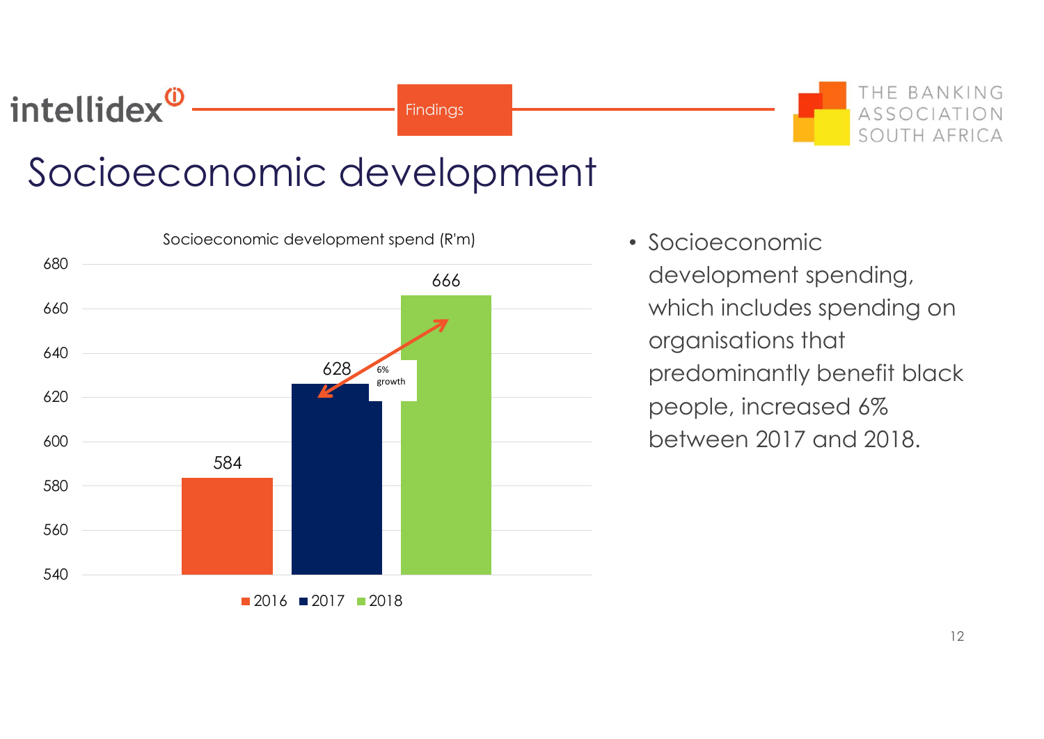# Socioeconomic development

Socioeconomic development spend (R'm)

| Year | Spend (R'm) |
|---|---|
| 2016 | 584 |
| 2017 | 628 |
| 2018 | 666 |

6% growth

- Socioeconomic development spending, which includes spending on organisations that predominantly benefit black people, increased 6% between 2017 and 2018.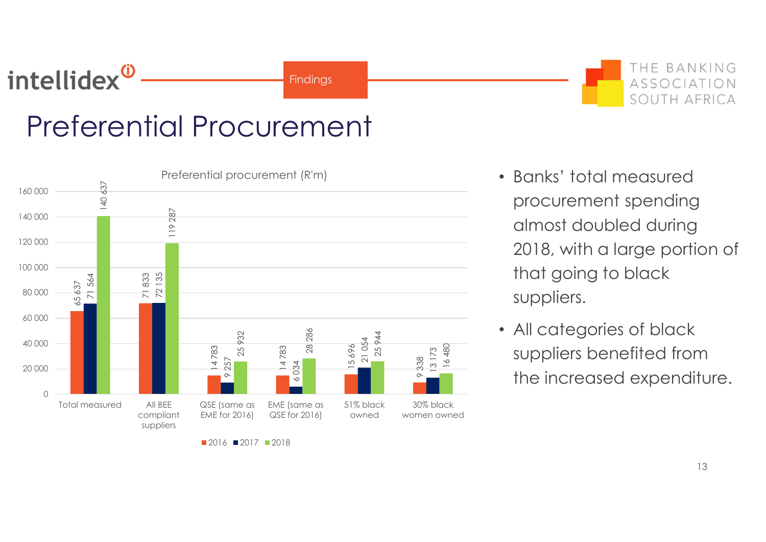Findings

# Preferential Procurement

Preferential procurement (R'm)

| Category | 2016 | 2017 | 2018 |
|---|---|---|---|
| Total measured | 65 637 | 71 564 | 140 637 |
| All BEE compliant suppliers | 71 833 | 72 135 | 119 287 |
| QSE (same as EME for 2016) | 14 783 | 9 257 | 25 932 |
| EME (same as QSE for 2016) | 14 783 | 6 034 | 28 286 |
| 51% black owned | 15 696 | 21 054 | 25 944 |
| 30% black women owned | 9 338 | 13 173 | 16 480 |

- Banks' total measured procurement spending almost doubled during 2018, with a large portion of that going to black suppliers.
- All categories of black suppliers benefited from the increased expenditure.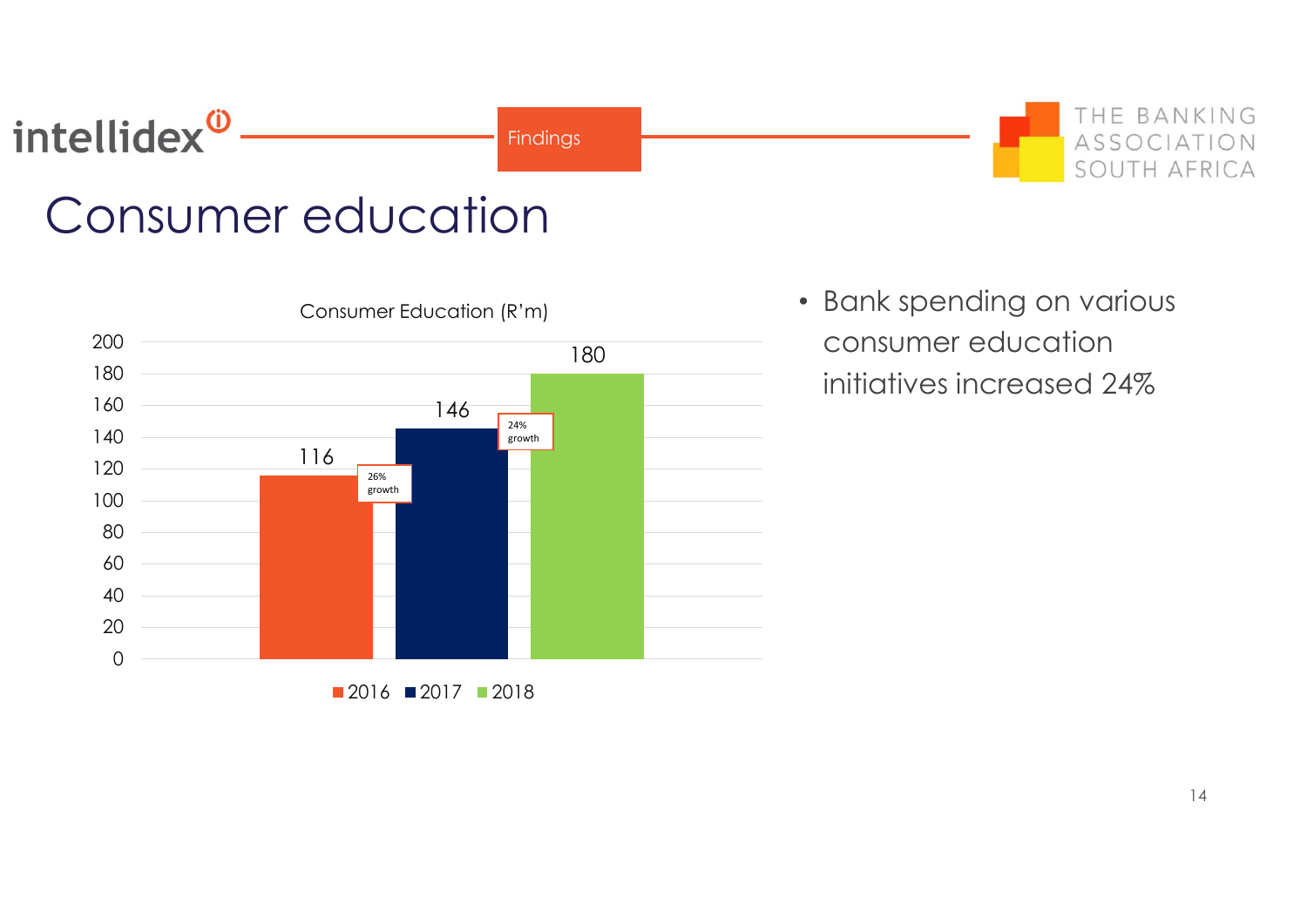Findings

# Consumer education

Consumer Education (R'm)

| Year | Consumer Education (R'm) |
|---|---|
| 2016 | 116 |
| 2017 | 146 |
| 2018 | 180 |

26% growth (2016–2017)

24% growth (2017–2018)

- Bank spending on various consumer education initiatives increased 24%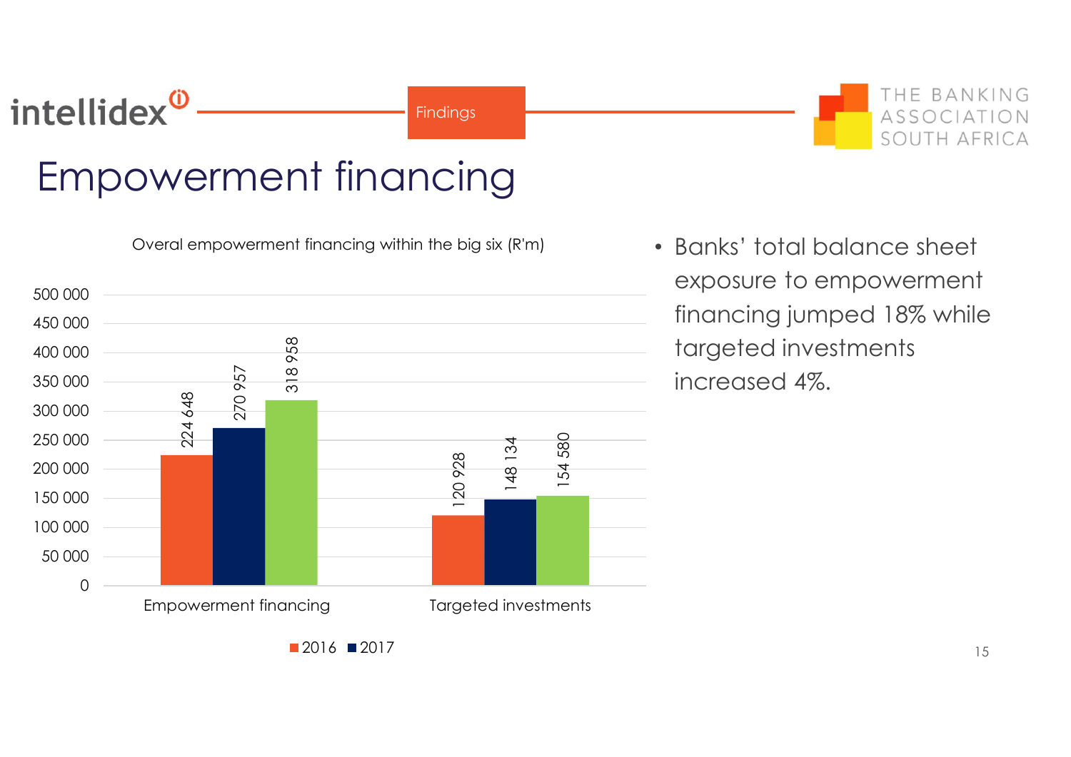Findings

# Empowerment financing

Overal empowerment financing within the big six (R'm)

| | 2016 | 2017 | |
|---|---|---|---|
| Empowerment financing | 224 648 | 270 957 | 318 958 |
| Targeted investments | 120 928 | 148 134 | 154 580 |

- Banks' total balance sheet exposure to empowerment financing jumped 18% while targeted investments increased 4%.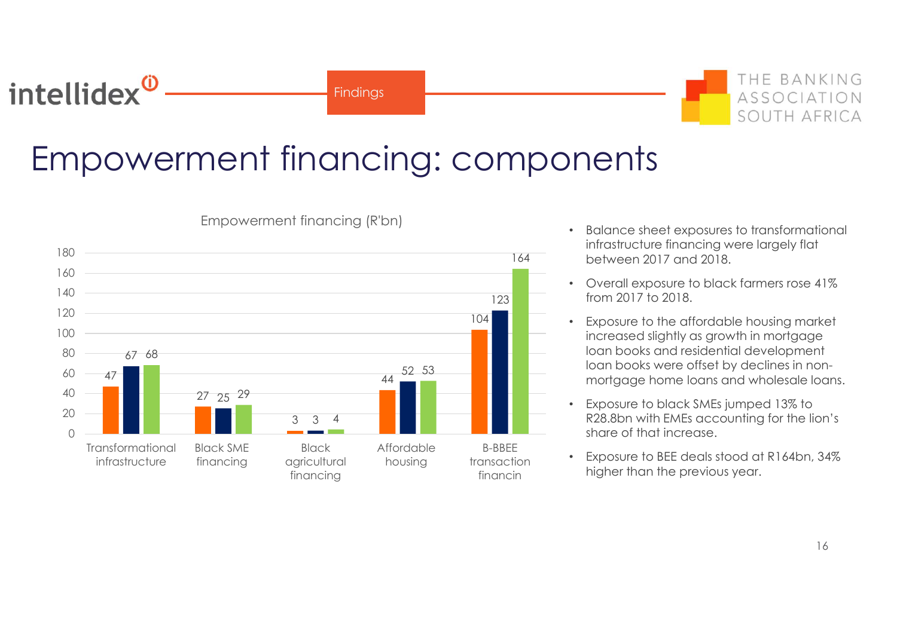# Empowerment financing: components

Empowerment financing (R'bn)

| | Series 1 | Series 2 | Series 3 |
|---|---|---|---|
| Transformational infrastructure | 47 | 67 | 68 |
| Black SME financing | 27 | 25 | 29 |
| Black agricultural financing | 3 | 3 | 4 |
| Affordable housing | 44 | 52 | 53 |
| B-BBEE transaction financin | 104 | 123 | 164 |

- Balance sheet exposures to transformational infrastructure financing were largely flat between 2017 and 2018.
- Overall exposure to black farmers rose 41% from 2017 to 2018.
- Exposure to the affordable housing market increased slightly as growth in mortgage loan books and residential development loan books were offset by declines in non-mortgage home loans and wholesale loans.
- Exposure to black SMEs jumped 13% to R28.8bn with EMEs accounting for the lion's share of that increase.
- Exposure to BEE deals stood at R164bn, 34% higher than the previous year.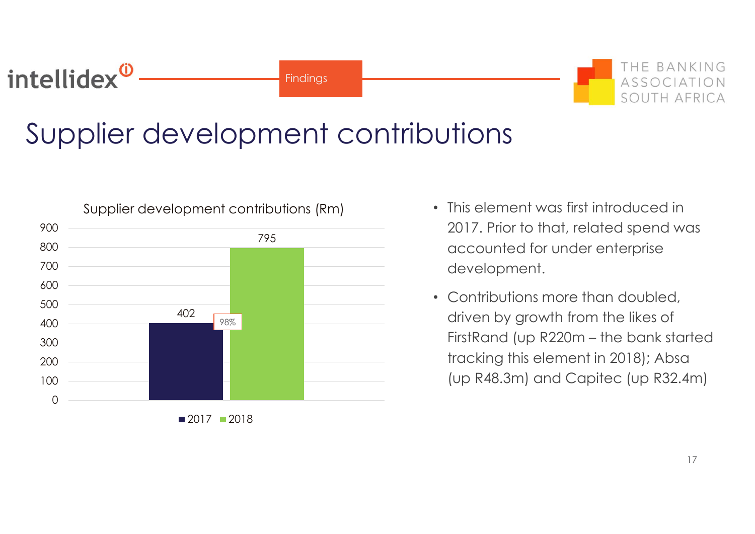# Supplier development contributions

**Supplier development contributions (Rm)**

| | 2017 | 2018 |
|---|---|---|
| Supplier development contributions (Rm) | 402 | 795 |

Growth: 98%

- This element was first introduced in 2017. Prior to that, related spend was accounted for under enterprise development.
- Contributions more than doubled, driven by growth from the likes of FirstRand (up R220m – the bank started tracking this element in 2018); Absa (up R48.3m) and Capitec (up R32.4m)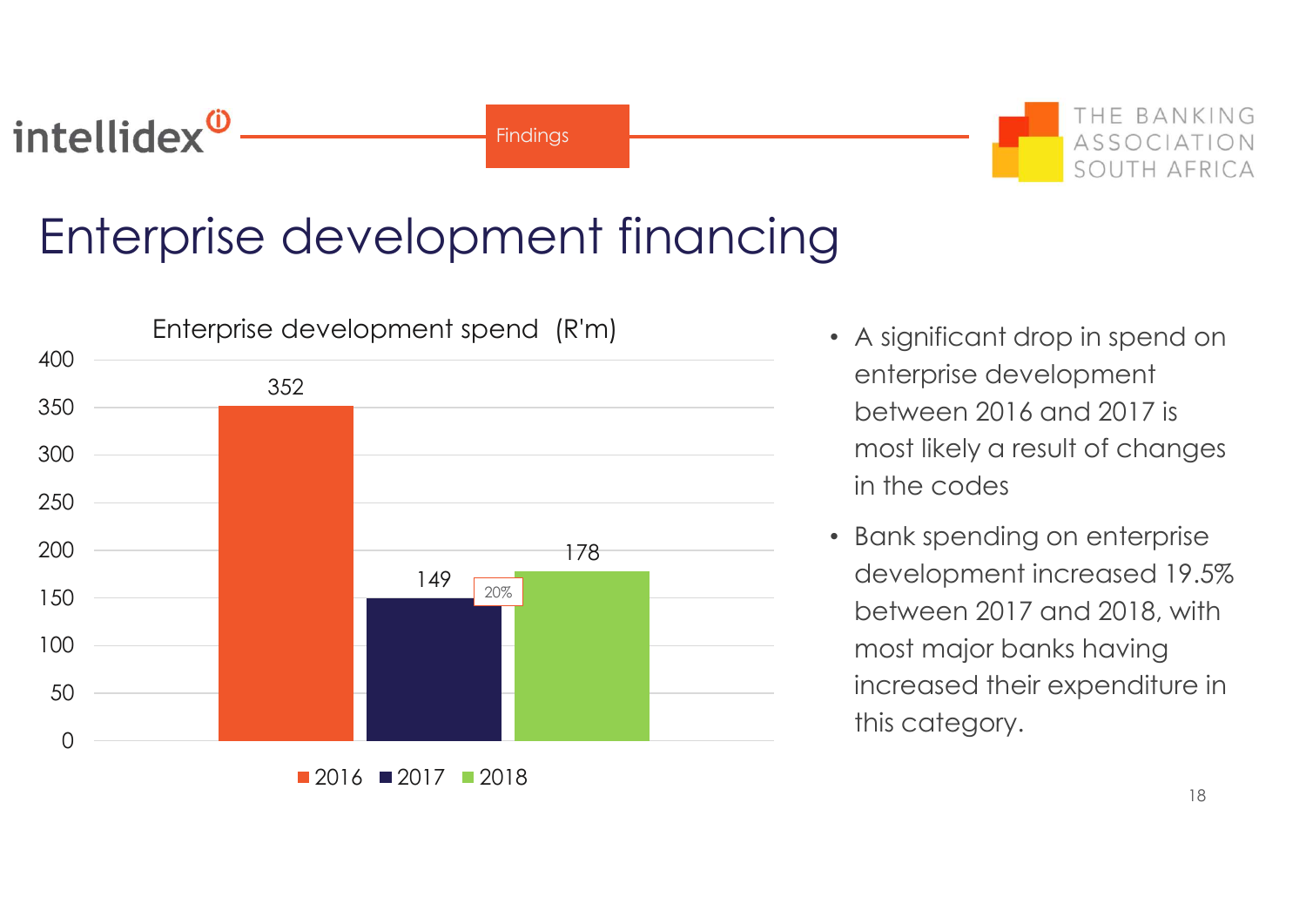Findings

# Enterprise development financing

**Enterprise development spend (R'm)**

| Year | Spend (R'm) |
|---|---|
| 2016 | 352 |
| 2017 | 149 |
| 2018 | 178 |

20%

- A significant drop in spend on enterprise development between 2016 and 2017 is most likely a result of changes in the codes
- Bank spending on enterprise development increased 19.5% between 2017 and 2018, with most major banks having increased their expenditure in this category.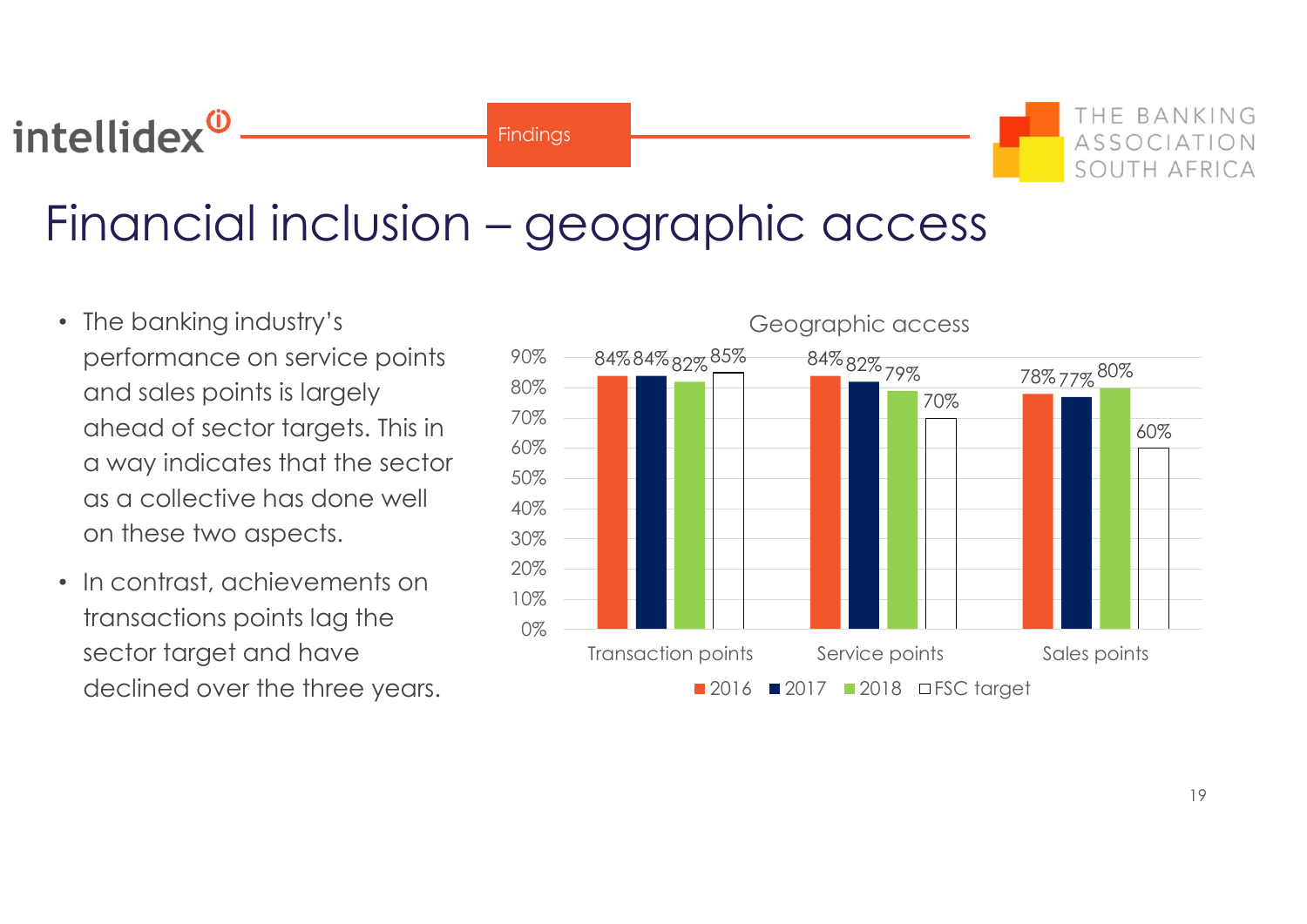# Financial inclusion – geographic access

- The banking industry's performance on service points and sales points is largely ahead of sector targets. This in a way indicates that the sector as a collective has done well on these two aspects.
- In contrast, achievements on transactions points lag the sector target and have declined over the three years.

**Geographic access**

| | 2016 | 2017 | 2018 | FSC target |
|---|---|---|---|---|
| Transaction points | 84% | 84% | 82% | 85% |
| Service points | 84% | 82% | 79% | 70% |
| Sales points | 78% | 77% | 80% | 60% |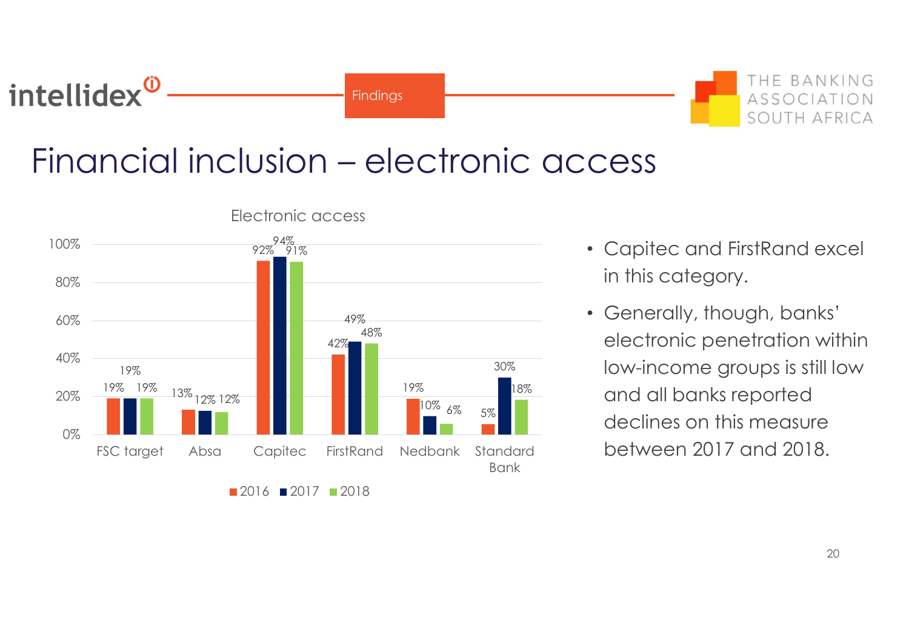Findings

# Financial inclusion – electronic access

**Electronic access**

| | 2016 | 2017 | 2018 |
|---|---|---|---|
| FSC target | 19% | 19% | 19% |
| Absa | 13% | 12% | 12% |
| Capitec | 92% | 94% | 91% |
| FirstRand | 42% | 49% | 48% |
| Nedbank | 19% | 10% | 6% |
| Standard Bank | 5% | 30% | 18% |

- Capitec and FirstRand excel in this category.
- Generally, though, banks' electronic penetration within low-income groups is still low and all banks reported declines on this measure between 2017 and 2018.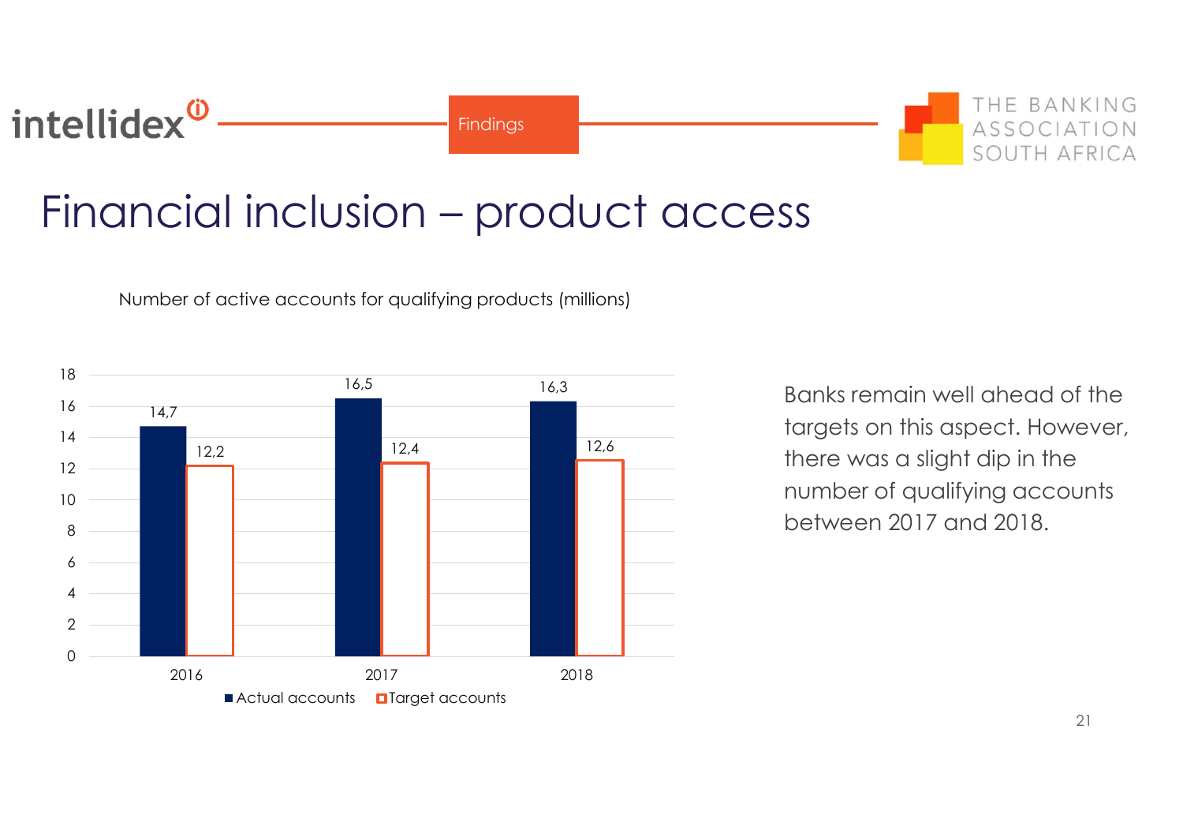# Financial inclusion – product access

Number of active accounts for qualifying products (millions)

| Year | Actual accounts | Target accounts |
|---|---|---|
| 2016 | 14,7 | 12,2 |
| 2017 | 16,5 | 12,4 |
| 2018 | 16,3 | 12,6 |

Banks remain well ahead of the targets on this aspect. However, there was a slight dip in the number of qualifying accounts between 2017 and 2018.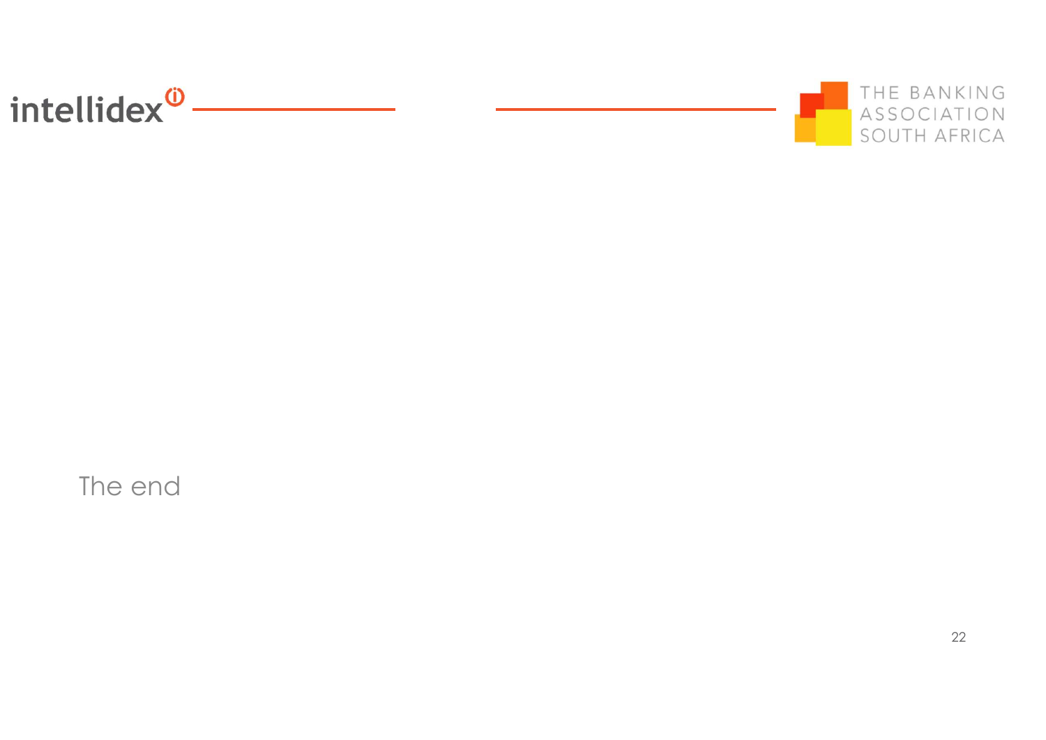The end